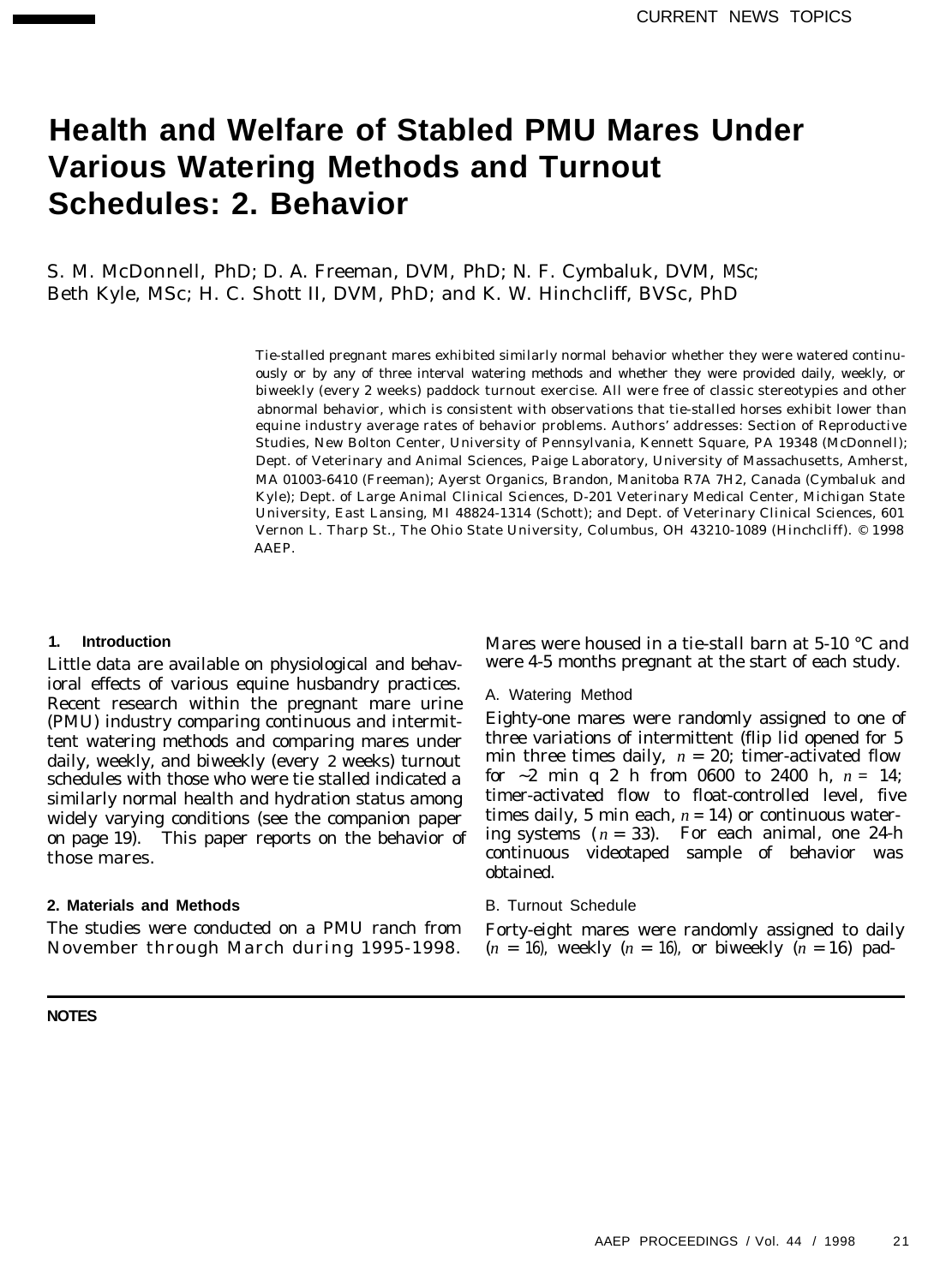# Health and Welfare of Stabled PMU Mares Under Various Watering Methods and Turnout Schedules: 2. Behavior

S. M. McDonnell, PhD; D. A. Freeman, DVM, PhD; N. F. Cymbaluk, DVM, MSc; Beth Kyle, MSc; H. C. Shott II, DVM, PhD; and K. W. Hinchcliff, BVSc, PhD

Tie-stalled pregnant mares exhibited similarly normal behavior whether they were watered continuously or by any of three interval watering methods and whether they were provided daily, weekly, or biweekly (every 2 weeks) paddock turnout exercise. All were free of classic stereotypies and other abnormal behavior, which is consistent with observations that tie-stalled horses exhibit lower than equine industry average rates of behavior problems. Authors' addresses: Section of Reproductive Studies, New Bolton Center, University of Pennsylvania, Kennett Square, PA 19348 (McDonnell); Dept. of Veterinary and Animal Sciences, Paige Laboratory, University of Massachusetts, Amherst, MA 01003-6410 (Freeman); Ayerst Organics, Brandon, Manitoba R7A 7H2, Canada (Cymbaluk and Kyle); Dept. of Large Animal Clinical Sciences, D-201 Veterinary Medical Center, Michigan State University, East Lansing, MI 48824-1314 (Schott); and Dept. of Veterinary Clinical Sciences, 601 Vernon L. Tharp St., The Ohio State University, Columbus, OH 43210-1089 (Hinchcliff). © 1998 AAEP.

## 1. Introduction

Little data are available on physiological and behavioral effects of various equine husbandry practices. Recent research within the pregnant mare urine (PMU) industry comparing continuous and intermittent watering methods and comparing mares under daily, weekly, and biweekly (every 2 weeks) turnout schedules with those who were tie stalled indicated a similarly normal health and hydration status among widely varying conditions (see the companion paper on page 19). This paper reports on the behavior of those mares.

## 2. Materials and Methods

The studies were conducted on a PMU ranch from November through March during 1995-1998. Mares were housed in a tie-stall barn at 5-10 °C and were 4-5 months pregnant at the start of each study.

### A. Watering Method

Eighty-one mares were randomly assigned to one of three variations of intermittent (flip lid opened for 5 min three times daily, $n = 20$; timer-activated flow for ~2 min q 2 h from 0600 to 2400 h, $n = 14$; timer-activated flow to float-controlled level, five times daily, 5 min each, $n = 14$) or continuous watering systems ($n = 33$). For each animal, one 24-h continuous videotaped sample of behavior was obtained.

### B. Turnout Schedule

Forty-eight mares were randomly assigned to daily ($n = 16$), weekly ($n = 16$), or biweekly ($n = 16$) pad-

**NOTES**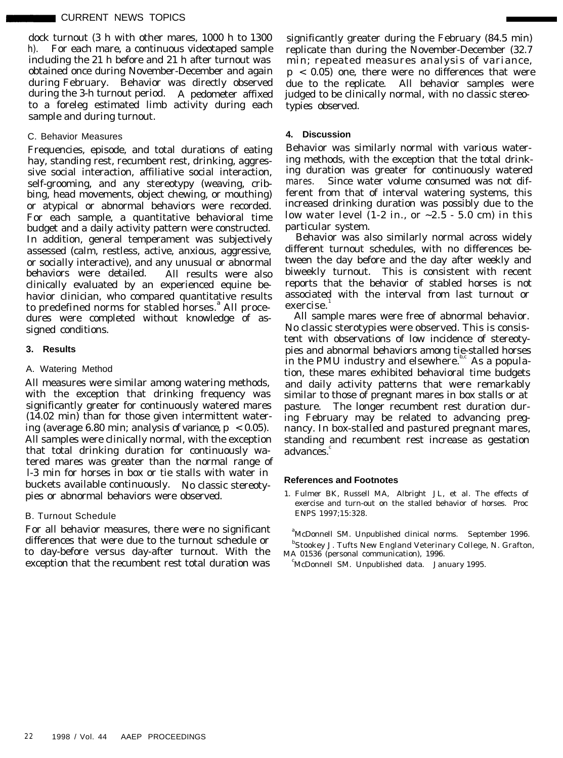dock turnout (3 h with other mares, 1000 h to 1300 h). For each mare, a continuous videotaped sample including the 21 h before and 21 h after turnout was obtained once during November-December and again during February. Behavior was directly observed during the 3-h turnout period. A pedometer affixed to a foreleg estimated limb activity during each sample and during turnout.

### C. Behavior Measures

Frequencies, episode, and total durations of eating hay, standing rest, recumbent rest, drinking, aggressive social interaction, affiliative social interaction, self-grooming, and any stereotypy (weaving, cribbing, head movements, object chewing, or mouthing) or atypical or abnormal behaviors were recorded. For each sample, a quantitative behavioral time budget and a daily activity pattern were constructed. In addition, general temperament was subjectively assessed (calm, restless, active, anxious, aggressive, or socially interactive), and any unusual or abnormal behaviors were detailed. All results were also clinically evaluated by an experienced equine behavior clinician, who compared quantitative results to predefined norms for stabled horses.[a] All procedures were completed without knowledge of assigned conditions.

## 3. Results

### A. Watering Method

All measures were similar among watering methods, with the exception that drinking frequency was significantly greater for continuously watered mares (14.02 min) than for those given intermittent watering (average 6.80 min; analysis of variance, $p < 0.05$). All samples were clinically normal, with the exception that total drinking duration for continuously watered mares was greater than the normal range of l-3 min for horses in box or tie stalls with water in buckets available continuously. No classic stereotypies or abnormal behaviors were observed.

### B. Turnout Schedule

For all behavior measures, there were no significant differences that were due to the turnout schedule or to day-before versus day-after turnout. With the exception that the recumbent rest total duration was significantly greater during the February (84.5 min) replicate than during the November-December (32.7 min; repeated measures analysis of variance, $p < 0.05$) one, there were no differences that were due to the replicate. All behavior samples were judged to be clinically normal, with no classic stereotypies observed.

## 4. Discussion

Behavior was similarly normal with various watering methods, with the exception that the total drinking duration was greater for continuously watered mares. Since water volume consumed was not different from that of interval watering systems, this increased drinking duration was possibly due to the low water level (1-2 in., or ~2.5 - 5.0 cm) in this particular system.

Behavior was also similarly normal across widely different turnout schedules, with no differences between the day before and the day after weekly and biweekly turnout. This is consistent with recent reports that the behavior of stabled horses is not associated with the interval from last turnout or exercise.[1]

All sample mares were free of abnormal behavior. No classic sterotypies were observed. This is consistent with observations of low incidence of stereotypies and abnormal behaviors among tie-stalled horses in the PMU industry and elsewhere.[b,c] As a population, these mares exhibited behavioral time budgets and daily activity patterns that were remarkably similar to those of pregnant mares in box stalls or at pasture. The longer recumbent rest duration during February may be related to advancing pregnancy. In box-stalled and pastured pregnant mares, standing and recumbent rest increase as gestation advances.[c]

### References and Footnotes

1. Fulmer BK, Russell MA, Albright JL, et al. The effects of exercise and turn-out on the stalled behavior of horses. Proc ENPS 1997;15:328.

[a]McDonnell SM. Unpublished clinical norms. September 1996.

[b]Stookey J. Tufts New England Veterinary College, N. Grafton, MA 01536 (personal communication), 1996.

[c]McDonnell SM. Unpublished data. January 1995.